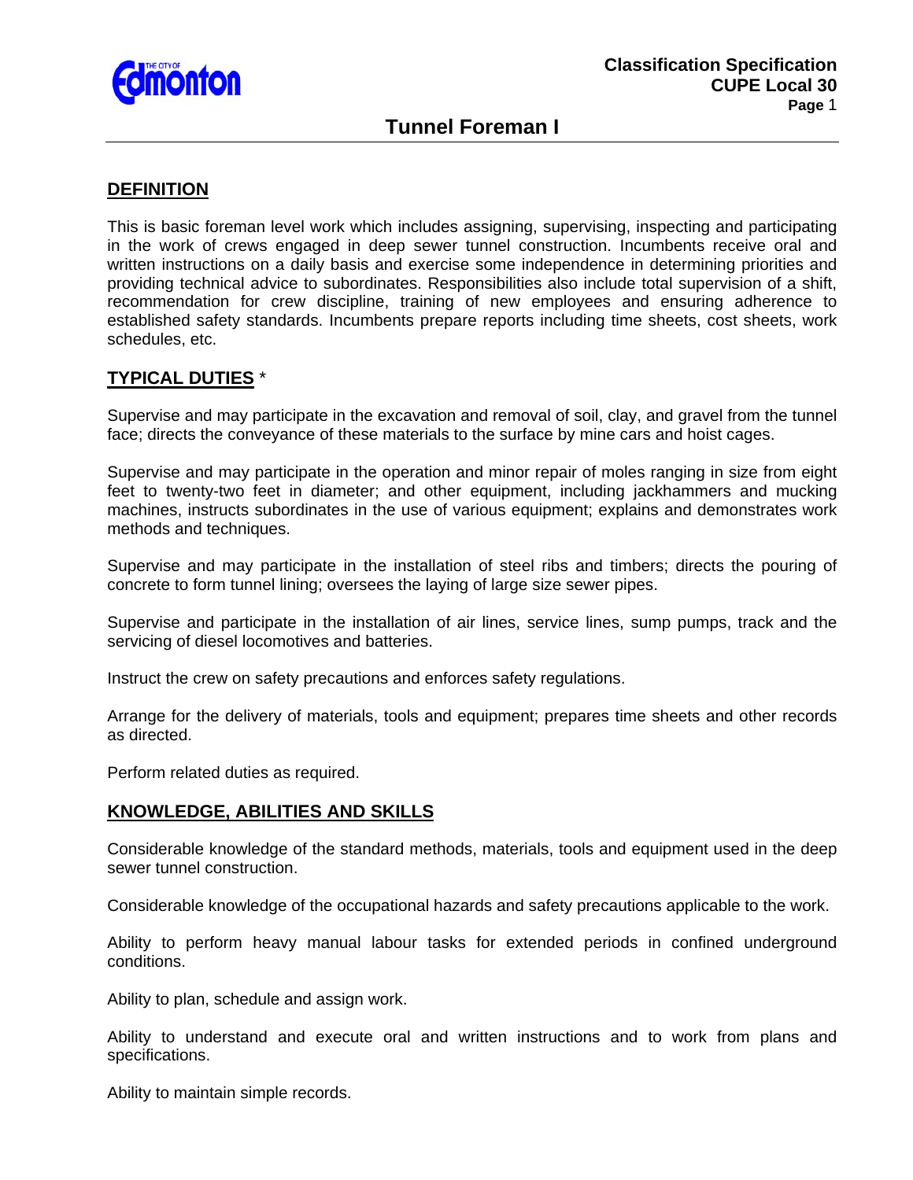# Tunnel Foreman I

## DEFINITION

This is basic foreman level work which includes assigning, supervising, inspecting and participating in the work of crews engaged in deep sewer tunnel construction. Incumbents receive oral and written instructions on a daily basis and exercise some independence in determining priorities and providing technical advice to subordinates. Responsibilities also include total supervision of a shift, recommendation for crew discipline, training of new employees and ensuring adherence to established safety standards. Incumbents prepare reports including time sheets, cost sheets, work schedules, etc.

## TYPICAL DUTIES *

Supervise and may participate in the excavation and removal of soil, clay, and gravel from the tunnel face; directs the conveyance of these materials to the surface by mine cars and hoist cages.

Supervise and may participate in the operation and minor repair of moles ranging in size from eight feet to twenty-two feet in diameter; and other equipment, including jackhammers and mucking machines, instructs subordinates in the use of various equipment; explains and demonstrates work methods and techniques.

Supervise and may participate in the installation of steel ribs and timbers; directs the pouring of concrete to form tunnel lining; oversees the laying of large size sewer pipes.

Supervise and participate in the installation of air lines, service lines, sump pumps, track and the servicing of diesel locomotives and batteries.

Instruct the crew on safety precautions and enforces safety regulations.

Arrange for the delivery of materials, tools and equipment; prepares time sheets and other records as directed.

Perform related duties as required.

## KNOWLEDGE, ABILITIES AND SKILLS

Considerable knowledge of the standard methods, materials, tools and equipment used in the deep sewer tunnel construction.

Considerable knowledge of the occupational hazards and safety precautions applicable to the work.

Ability to perform heavy manual labour tasks for extended periods in confined underground conditions.

Ability to plan, schedule and assign work.

Ability to understand and execute oral and written instructions and to work from plans and specifications.

Ability to maintain simple records.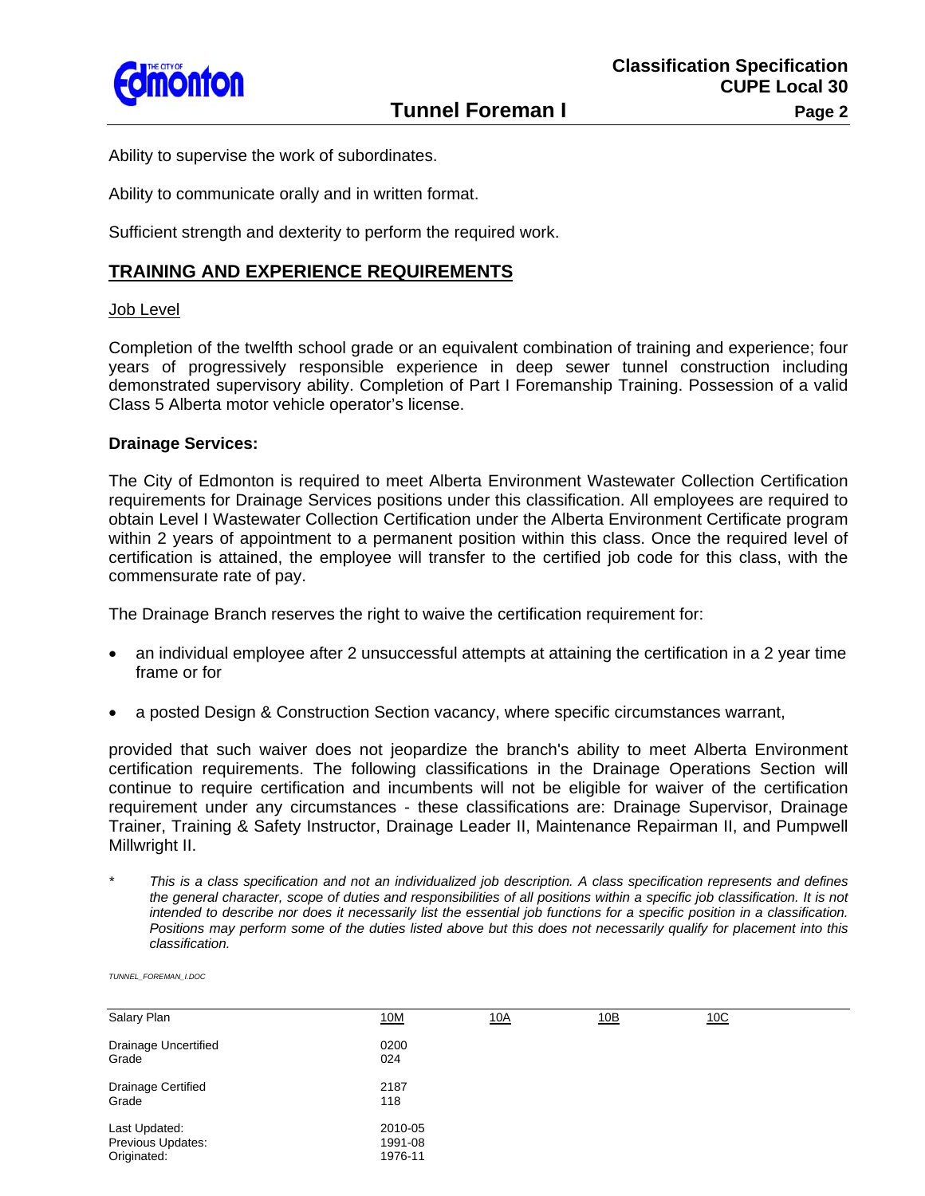Ability to supervise the work of subordinates.

Ability to communicate orally and in written format.

Sufficient strength and dexterity to perform the required work.

## TRAINING AND EXPERIENCE REQUIREMENTS

Job Level

Completion of the twelfth school grade or an equivalent combination of training and experience; four years of progressively responsible experience in deep sewer tunnel construction including demonstrated supervisory ability. Completion of Part I Foremanship Training. Possession of a valid Class 5 Alberta motor vehicle operator's license.

**Drainage Services:**

The City of Edmonton is required to meet Alberta Environment Wastewater Collection Certification requirements for Drainage Services positions under this classification. All employees are required to obtain Level I Wastewater Collection Certification under the Alberta Environment Certificate program within 2 years of appointment to a permanent position within this class. Once the required level of certification is attained, the employee will transfer to the certified job code for this class, with the commensurate rate of pay.

The Drainage Branch reserves the right to waive the certification requirement for:

- an individual employee after 2 unsuccessful attempts at attaining the certification in a 2 year time frame or for
- a posted Design & Construction Section vacancy, where specific circumstances warrant,

provided that such waiver does not jeopardize the branch's ability to meet Alberta Environment certification requirements. The following classifications in the Drainage Operations Section will continue to require certification and incumbents will not be eligible for waiver of the certification requirement under any circumstances - these classifications are: Drainage Supervisor, Drainage Trainer, Training & Safety Instructor, Drainage Leader II, Maintenance Repairman II, and Pumpwell Millwright II.

\* *This is a class specification and not an individualized job description. A class specification represents and defines the general character, scope of duties and responsibilities of all positions within a specific job classification. It is not intended to describe nor does it necessarily list the essential job functions for a specific position in a classification. Positions may perform some of the duties listed above but this does not necessarily qualify for placement into this classification.*

TUNNEL_FOREMAN_I.DOC

| Salary Plan | 10M | 10A | 10B | 10C |
|---|---|---|---|---|
| Drainage Uncertified<br>Grade | 0200<br>024 | | | |
| Drainage Certified<br>Grade | 2187<br>118 | | | |
| Last Updated:<br>Previous Updates:<br>Originated: | 2010-05<br>1991-08<br>1976-11 | | | |